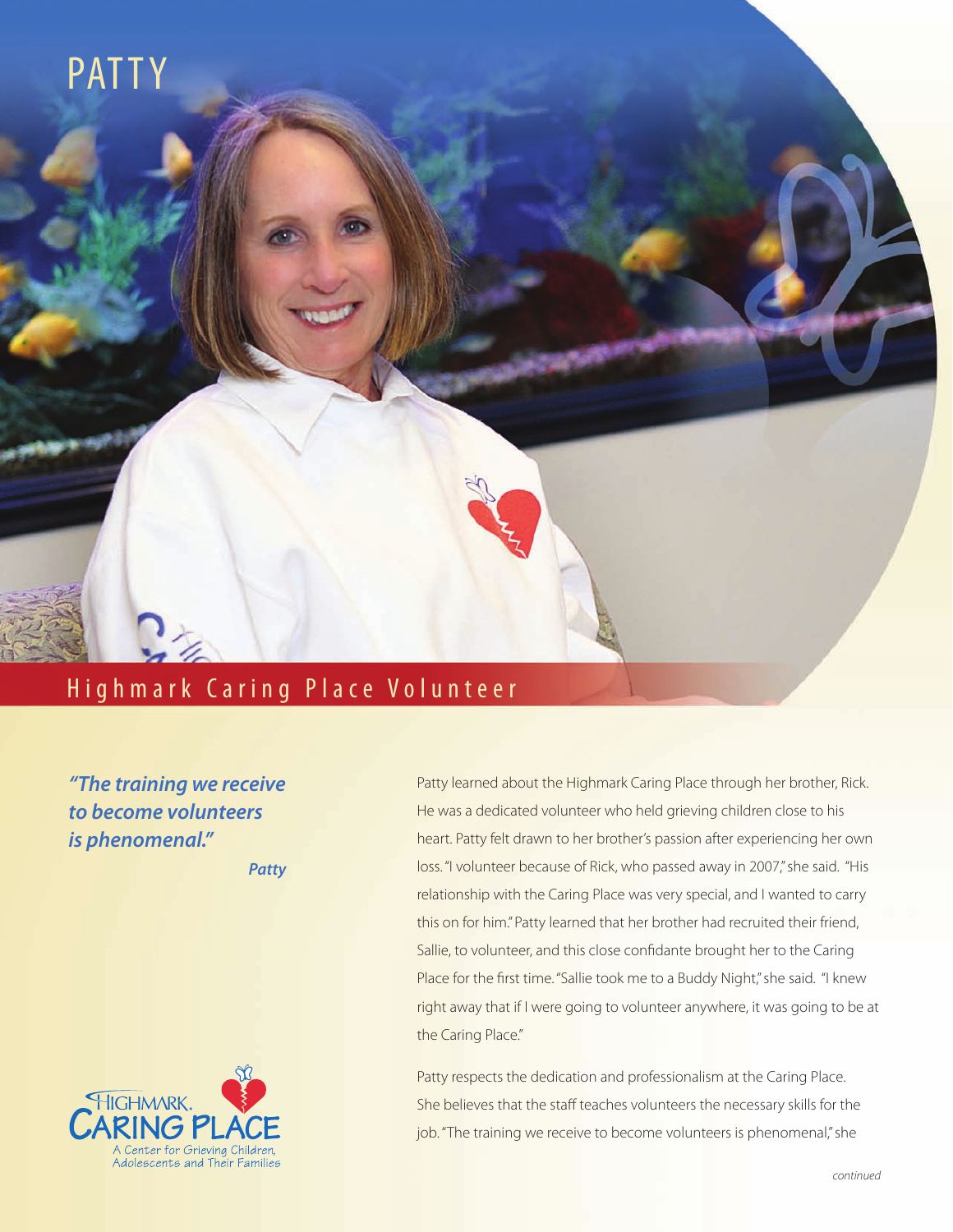# PATTY

## Highmark Caring Place Volunteer

***"The training we receive to become volunteers is phenomenal."***

***Patty***

Patty learned about the Highmark Caring Place through her brother, Rick. He was a dedicated volunteer who held grieving children close to his heart. Patty felt drawn to her brother's passion after experiencing her own loss. "I volunteer because of Rick, who passed away in 2007," she said. "His relationship with the Caring Place was very special, and I wanted to carry this on for him." Patty learned that her brother had recruited their friend, Sallie, to volunteer, and this close confidante brought her to the Caring Place for the first time. "Sallie took me to a Buddy Night," she said. "I knew right away that if I were going to volunteer anywhere, it was going to be at the Caring Place."

Patty respects the dedication and professionalism at the Caring Place. She believes that the staff teaches volunteers the necessary skills for the job. "The training we receive to become volunteers is phenomenal," she

HIGHMARK. CARING PLACE
A Center for Grieving Children, Adolescents and Their Families

*continued*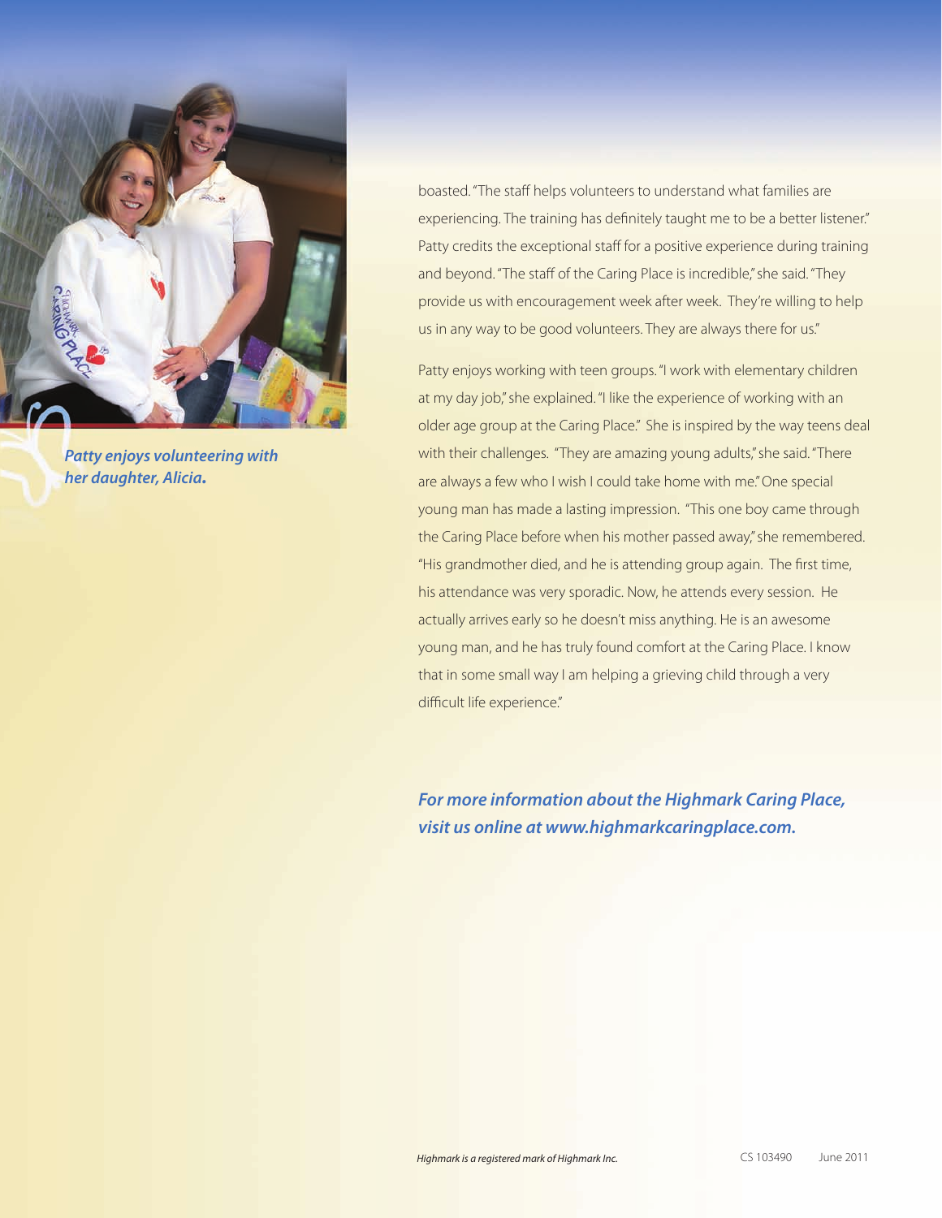*Patty enjoys volunteering with her daughter, Alicia.*

boasted. "The staff helps volunteers to understand what families are experiencing. The training has definitely taught me to be a better listener." Patty credits the exceptional staff for a positive experience during training and beyond. "The staff of the Caring Place is incredible," she said. "They provide us with encouragement week after week. They're willing to help us in any way to be good volunteers. They are always there for us."

Patty enjoys working with teen groups. "I work with elementary children at my day job," she explained. "I like the experience of working with an older age group at the Caring Place." She is inspired by the way teens deal with their challenges. "They are amazing young adults," she said. "There are always a few who I wish I could take home with me." One special young man has made a lasting impression. "This one boy came through the Caring Place before when his mother passed away," she remembered. "His grandmother died, and he is attending group again. The first time, his attendance was very sporadic. Now, he attends every session. He actually arrives early so he doesn't miss anything. He is an awesome young man, and he has truly found comfort at the Caring Place. I know that in some small way I am helping a grieving child through a very difficult life experience."

***For more information about the Highmark Caring Place, visit us online at www.highmarkcaringplace.com.***

*Highmark is a registered mark of Highmark Inc.*

CS 103490 June 2011